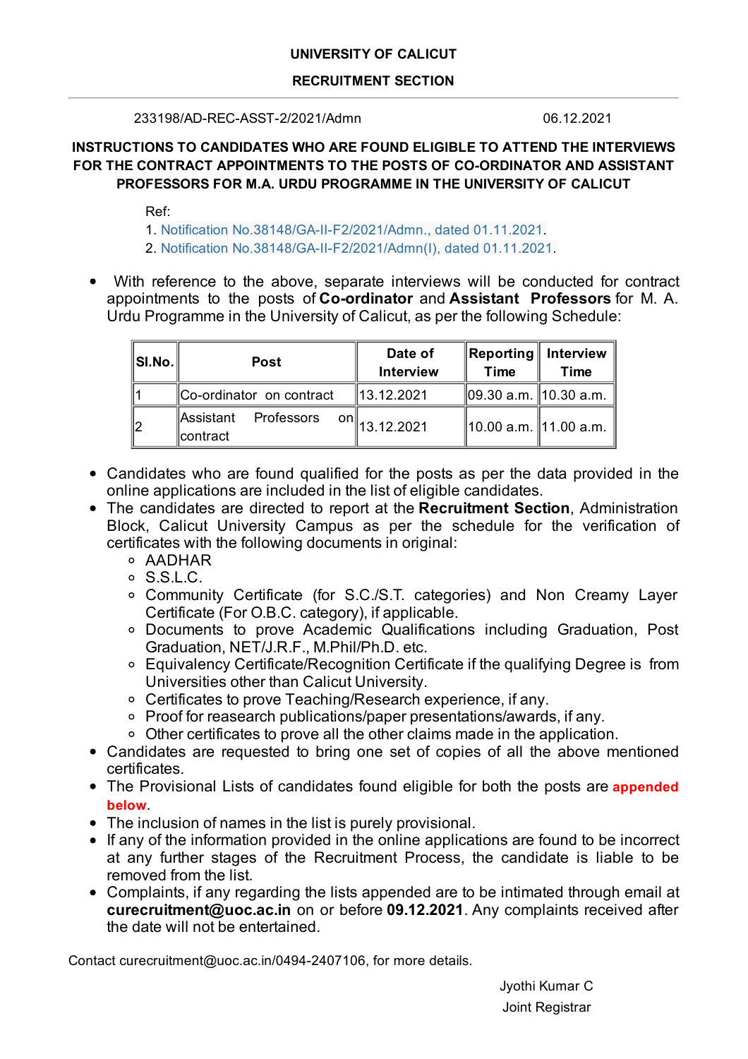**UNIVERSITY OF CALICUT**

**RECRUITMENT SECTION**

---

233198/AD-REC-ASST-2/2021/Admn 06.12.2021

**INSTRUCTIONS TO CANDIDATES WHO ARE FOUND ELIGIBLE TO ATTEND THE INTERVIEWS FOR THE CONTRACT APPOINTMENTS TO THE POSTS OF CO-ORDINATOR AND ASSISTANT PROFESSORS FOR M.A. URDU PROGRAMME IN THE UNIVERSITY OF CALICUT**

Ref:

1. Notification No.38148/GA-II-F2/2021/Admn., dated 01.11.2021.
2. Notification No.38148/GA-II-F2/2021/Admn(I), dated 01.11.2021.

- With reference to the above, separate interviews will be conducted for contract appointments to the posts of **Co-ordinator** and **Assistant Professors** for M. A. Urdu Programme in the University of Calicut, as per the following Schedule:

| Sl.No. | Post | Date of Interview | Reporting Time | Interview Time |
|---|---|---|---|---|
| 1 | Co-ordinator on contract | 13.12.2021 | 09.30 a.m. | 10.30 a.m. |
| 2 | Assistant Professors on contract | 13.12.2021 | 10.00 a.m. | 11.00 a.m. |

- Candidates who are found qualified for the posts as per the data provided in the online applications are included in the list of eligible candidates.
- The candidates are directed to report at the **Recruitment Section**, Administration Block, Calicut University Campus as per the schedule for the verification of certificates with the following documents in original:
  - AADHAR
  - S.S.L.C.
  - Community Certificate (for S.C./S.T. categories) and Non Creamy Layer Certificate (For O.B.C. category), if applicable.
  - Documents to prove Academic Qualifications including Graduation, Post Graduation, NET/J.R.F., M.Phil/Ph.D. etc.
  - Equivalency Certificate/Recognition Certificate if the qualifying Degree is from Universities other than Calicut University.
  - Certificates to prove Teaching/Research experience, if any.
  - Proof for reasearch publications/paper presentations/awards, if any.
  - Other certificates to prove all the other claims made in the application.
- Candidates are requested to bring one set of copies of all the above mentioned certificates.
- The Provisional Lists of candidates found eligible for both the posts are **appended below**.
- The inclusion of names in the list is purely provisional.
- If any of the information provided in the online applications are found to be incorrect at any further stages of the Recruitment Process, the candidate is liable to be removed from the list.
- Complaints, if any regarding the lists appended are to be intimated through email at **curecruitment@uoc.ac.in** on or before **09.12.2021**. Any complaints received after the date will not be entertained.

Contact curecruitment@uoc.ac.in/0494-2407106, for more details.

Jyothi Kumar C

Joint Registrar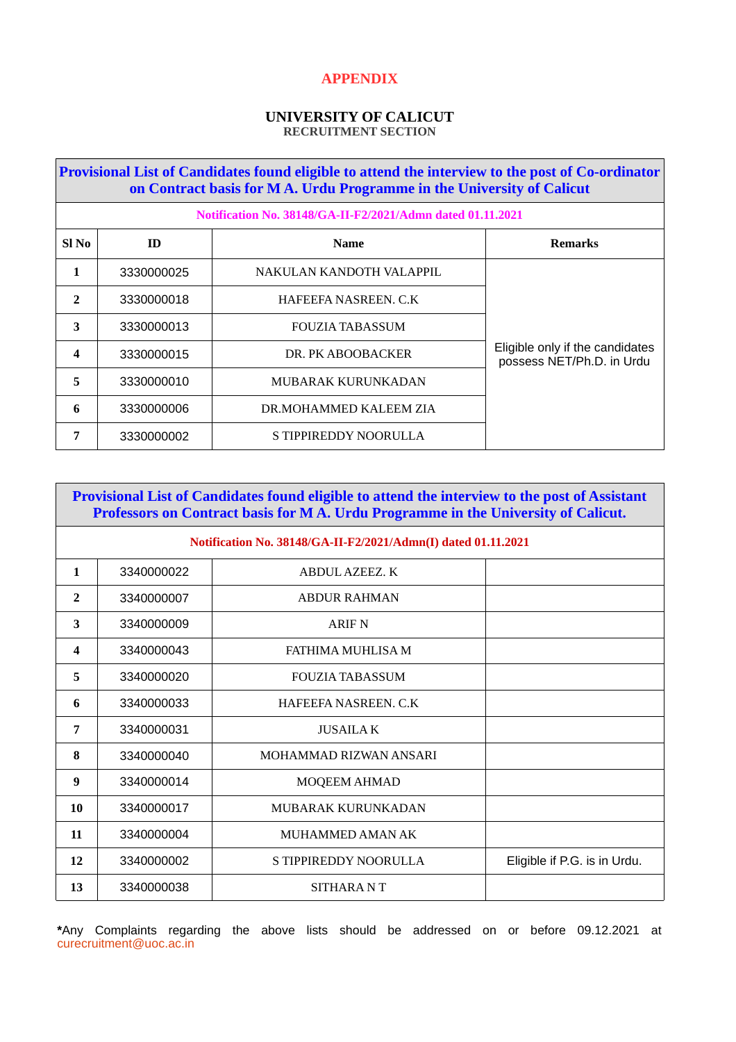## APPENDIX

### UNIVERSITY OF CALICUT

**RECRUITMENT SECTION**

**Provisional List of Candidates found eligible to attend the interview to the post of Co-ordinator on Contract basis for M A. Urdu Programme in the University of Calicut**

**Notification No. 38148/GA-II-F2/2021/Admn dated 01.11.2021**

| Sl No | ID | Name | Remarks |
|---|---|---|---|
| 1 | 3330000025 | NAKULAN KANDOTH VALAPPIL | Eligible only if the candidates possess NET/Ph.D. in Urdu |
| 2 | 3330000018 | HAFEEFA NASREEN. C.K | |
| 3 | 3330000013 | FOUZIA TABASSUM | |
| 4 | 3330000015 | DR. PK ABOOBACKER | |
| 5 | 3330000010 | MUBARAK KURUNKADAN | |
| 6 | 3330000006 | DR.MOHAMMED KALEEM ZIA | |
| 7 | 3330000002 | S TIPPIREDDY NOORULLA | |

**Provisional List of Candidates found eligible to attend the interview to the post of Assistant Professors on Contract basis for M A. Urdu Programme in the University of Calicut.**

**Notification No. 38148/GA-II-F2/2021/Admn(I) dated 01.11.2021**

| | | | |
|---|---|---|---|
| 1 | 3340000022 | ABDUL AZEEZ. K | |
| 2 | 3340000007 | ABDUR RAHMAN | |
| 3 | 3340000009 | ARIF N | |
| 4 | 3340000043 | FATHIMA MUHLISA M | |
| 5 | 3340000020 | FOUZIA TABASSUM | |
| 6 | 3340000033 | HAFEEFA NASREEN. C.K | |
| 7 | 3340000031 | JUSAILA K | |
| 8 | 3340000040 | MOHAMMAD RIZWAN ANSARI | |
| 9 | 3340000014 | MOQEEM AHMAD | |
| 10 | 3340000017 | MUBARAK KURUNKADAN | |
| 11 | 3340000004 | MUHAMMED AMAN AK | |
| 12 | 3340000002 | S TIPPIREDDY NOORULLA | Eligible if P.G. is in Urdu. |
| 13 | 3340000038 | SITHARA N T | |

***Any Complaints regarding the above lists should be addressed on or before 09.12.2021 at curecruitment@uoc.ac.in